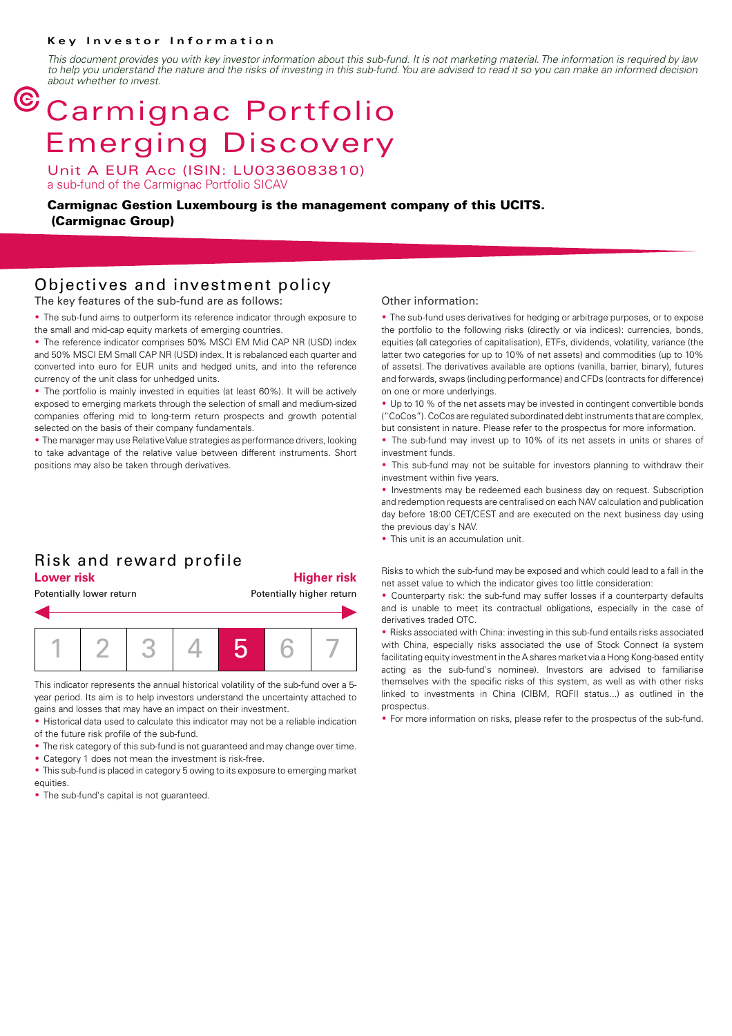**Key Investor Information**

*This document provides you with key investor information about this sub-fund. It is not marketing material. The information is required by law to help you understand the nature and the risks of investing in this sub-fund. You are advised to read it so you can make an informed decision about whether to invest.*

# Carmignac Portfolio Emerging Discovery

Unit A EUR Acc (ISIN: LU0336083810)
a sub-fund of the Carmignac Portfolio SICAV

**Carmignac Gestion Luxembourg is the management company of this UCITS. (Carmignac Group)**

## Objectives and investment policy

The key features of the sub-fund are as follows:

- The sub-fund aims to outperform its reference indicator through exposure to the small and mid-cap equity markets of emerging countries.
- The reference indicator comprises 50% MSCI EM Mid CAP NR (USD) index and 50% MSCI EM Small CAP NR (USD) index. It is rebalanced each quarter and converted into euro for EUR units and hedged units, and into the reference currency of the unit class for unhedged units.
- The portfolio is mainly invested in equities (at least 60%). It will be actively exposed to emerging markets through the selection of small and medium-sized companies offering mid to long-term return prospects and growth potential selected on the basis of their company fundamentals.
- The manager may use Relative Value strategies as performance drivers, looking to take advantage of the relative value between different instruments. Short positions may also be taken through derivatives.

Other information:

- The sub-fund uses derivatives for hedging or arbitrage purposes, or to expose the portfolio to the following risks (directly or via indices): currencies, bonds, equities (all categories of capitalisation), ETFs, dividends, volatility, variance (the latter two categories for up to 10% of net assets) and commodities (up to 10% of assets). The derivatives available are options (vanilla, barrier, binary), futures and forwards, swaps (including performance) and CFDs (contracts for difference) on one or more underlyings.
- Up to 10 % of the net assets may be invested in contingent convertible bonds ("CoCos"). CoCos are regulated subordinated debt instruments that are complex, but consistent in nature. Please refer to the prospectus for more information.
- The sub-fund may invest up to 10% of its net assets in units or shares of investment funds.
- This sub-fund may not be suitable for investors planning to withdraw their investment within five years.
- Investments may be redeemed each business day on request. Subscription and redemption requests are centralised on each NAV calculation and publication day before 18:00 CET/CEST and are executed on the next business day using the previous day's NAV.
- This unit is an accumulation unit.

## Risk and reward profile

**Lower risk** — **Higher risk**

Potentially lower return — Potentially higher return

| 1 | 2 | 3 | 4 | **5** | 6 | 7 |
|---|---|---|---|---|---|---|

This indicator represents the annual historical volatility of the sub-fund over a 5-year period. Its aim is to help investors understand the uncertainty attached to gains and losses that may have an impact on their investment.

- Historical data used to calculate this indicator may not be a reliable indication of the future risk profile of the sub-fund.
- The risk category of this sub-fund is not guaranteed and may change over time.
- Category 1 does not mean the investment is risk-free.
- This sub-fund is placed in category 5 owing to its exposure to emerging market equities.
- The sub-fund's capital is not guaranteed.

Risks to which the sub-fund may be exposed and which could lead to a fall in the net asset value to which the indicator gives too little consideration:

- Counterparty risk: the sub-fund may suffer losses if a counterparty defaults and is unable to meet its contractual obligations, especially in the case of derivatives traded OTC.
- Risks associated with China: investing in this sub-fund entails risks associated with China, especially risks associated the use of Stock Connect (a system facilitating equity investment in the A shares market via a Hong Kong-based entity acting as the sub-fund's nominee). Investors are advised to familiarise themselves with the specific risks of this system, as well as with other risks linked to investments in China (CIBM, RQFII status...) as outlined in the prospectus.
- For more information on risks, please refer to the prospectus of the sub-fund.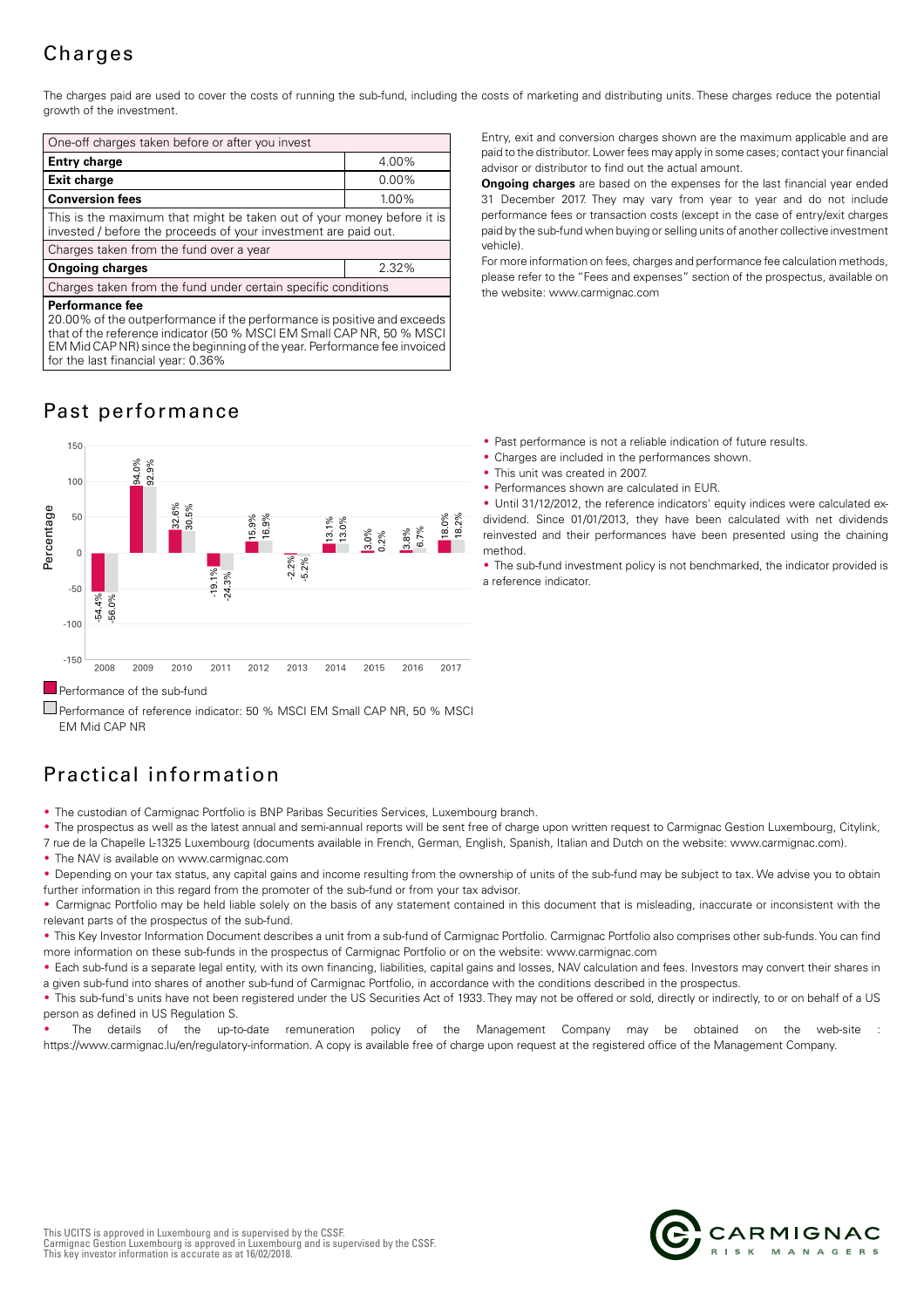## Charges

The charges paid are used to cover the costs of running the sub-fund, including the costs of marketing and distributing units. These charges reduce the potential growth of the investment.

| One-off charges taken before or after you invest | |
|---|---|
| **Entry charge** | 4.00% |
| **Exit charge** | 0.00% |
| **Conversion fees** | 1.00% |
| This is the maximum that might be taken out of your money before it is invested / before the proceeds of your investment are paid out. | |
| Charges taken from the fund over a year | |
| **Ongoing charges** | 2.32% |
| Charges taken from the fund under certain specific conditions | |
| **Performance fee** 20.00% of the outperformance if the performance is positive and exceeds that of the reference indicator (50 % MSCI EM Small CAP NR, 50 % MSCI EM Mid CAP NR) since the beginning of the year. Performance fee invoiced for the last financial year: 0.36% | |

Entry, exit and conversion charges shown are the maximum applicable and are paid to the distributor. Lower fees may apply in some cases; contact your financial advisor or distributor to find out the actual amount.

**Ongoing charges** are based on the expenses for the last financial year ended 31 December 2017. They may vary from year to year and do not include performance fees or transaction costs (except in the case of entry/exit charges paid by the sub-fund when buying or selling units of another collective investment vehicle).

For more information on fees, charges and performance fee calculation methods, please refer to the "Fees and expenses" section of the prospectus, available on the website: www.carmignac.com

## Past performance

Percentage
150
100
50
0
-50
-100
-150

2008: -54.4% / -56.0%
2009: 94.0% / 92.9%
2010: 32.6% / 30.5%
2011: -19.1% / -24.3%
2012: 15.9% / 16.9%
2013: -2.2% / -5.2%
2014: 13.1% / 13.0%
2015: 3.0% / 0.2%
2016: 3.8% / 6.7%
2017: 18.0% / 18.2%

Performance of the sub-fund

Performance of reference indicator: 50 % MSCI EM Small CAP NR, 50 % MSCI EM Mid CAP NR

- Past performance is not a reliable indication of future results.
- Charges are included in the performances shown.
- This unit was created in 2007.
- Performances shown are calculated in EUR.
- Until 31/12/2012, the reference indicators' equity indices were calculated ex-dividend. Since 01/01/2013, they have been calculated with net dividends reinvested and their performances have been presented using the chaining method.
- The sub-fund investment policy is not benchmarked, the indicator provided is a reference indicator.

## Practical information

- The custodian of Carmignac Portfolio is BNP Paribas Securities Services, Luxembourg branch.
- The prospectus as well as the latest annual and semi-annual reports will be sent free of charge upon written request to Carmignac Gestion Luxembourg, Citylink, 7 rue de la Chapelle L-1325 Luxembourg (documents available in French, German, English, Spanish, Italian and Dutch on the website: www.carmignac.com).
- The NAV is available on www.carmignac.com
- Depending on your tax status, any capital gains and income resulting from the ownership of units of the sub-fund may be subject to tax. We advise you to obtain further information in this regard from the promoter of the sub-fund or from your tax advisor.
- Carmignac Portfolio may be held liable solely on the basis of any statement contained in this document that is misleading, inaccurate or inconsistent with the relevant parts of the prospectus of the sub-fund.
- This Key Investor Information Document describes a unit from a sub-fund of Carmignac Portfolio. Carmignac Portfolio also comprises other sub-funds. You can find more information on these sub-funds in the prospectus of Carmignac Portfolio or on the website: www.carmignac.com
- Each sub-fund is a separate legal entity, with its own financing, liabilities, capital gains and losses, NAV calculation and fees. Investors may convert their shares in a given sub-fund into shares of another sub-fund of Carmignac Portfolio, in accordance with the conditions described in the prospectus.
- This sub-fund's units have not been registered under the US Securities Act of 1933. They may not be offered or sold, directly or indirectly, to or on behalf of a US person as defined in US Regulation S.
- The details of the up-to-date remuneration policy of the Management Company may be obtained on the web-site : https://www.carmignac.lu/en/regulatory-information. A copy is available free of charge upon request at the registered office of the Management Company.

This UCITS is approved in Luxembourg and is supervised by the CSSF.
Carmignac Gestion Luxembourg is approved in Luxembourg and is supervised by the CSSF.
This key investor information is accurate as at 16/02/2018.